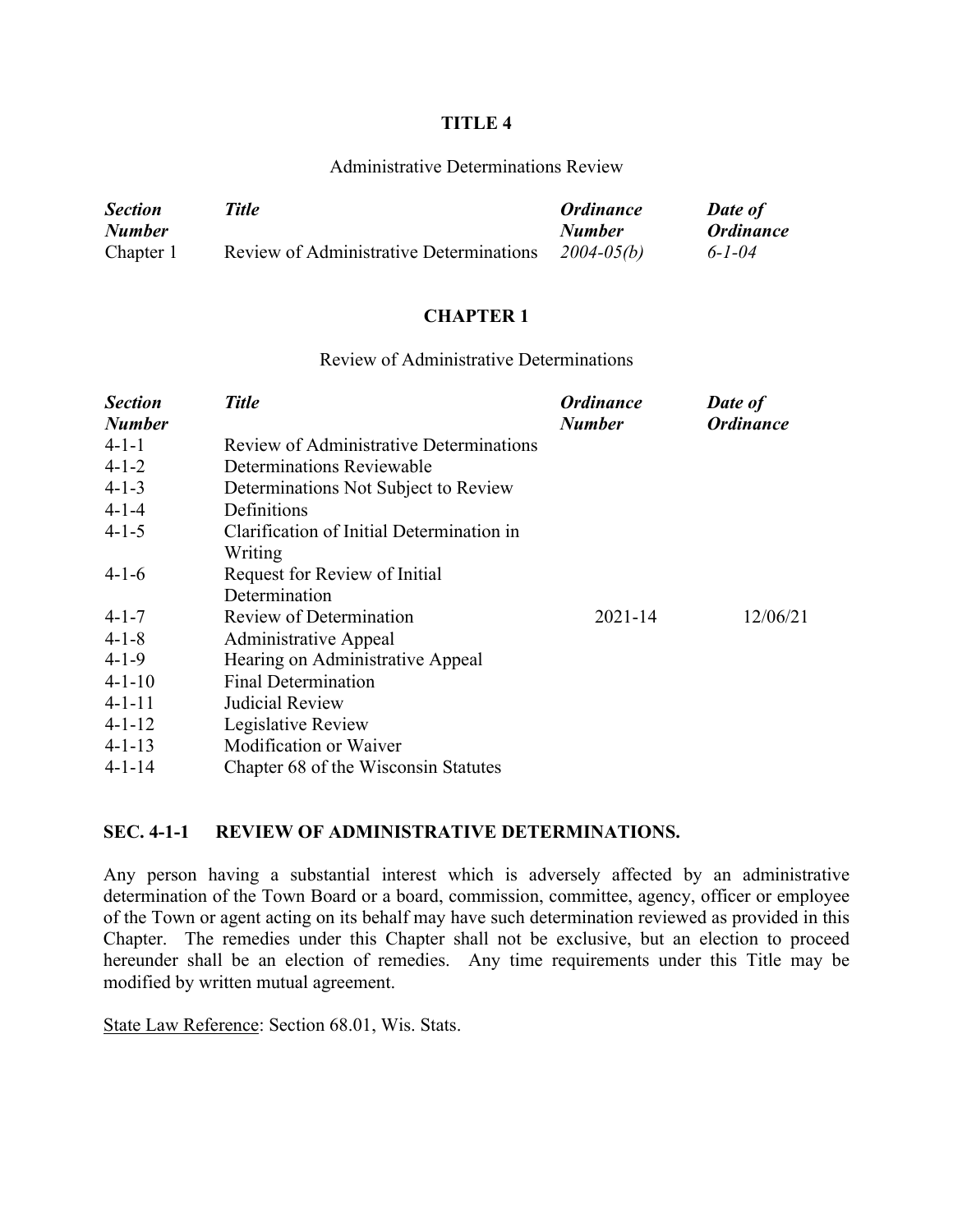# TITLE 4

Administrative Determinations Review

| *Section Number* | *Title* | *Ordinance Number* | *Date of Ordinance* |
|---|---|---|---|
| Chapter 1 | Review of Administrative Determinations | *2004-05(b)* | *6-1-04* |

## CHAPTER 1

Review of Administrative Determinations

| *Section Number* | *Title* | *Ordinance Number* | *Date of Ordinance* |
|---|---|---|---|
| 4-1-1 | Review of Administrative Determinations | | |
| 4-1-2 | Determinations Reviewable | | |
| 4-1-3 | Determinations Not Subject to Review | | |
| 4-1-4 | Definitions | | |
| 4-1-5 | Clarification of Initial Determination in Writing | | |
| 4-1-6 | Request for Review of Initial Determination | | |
| 4-1-7 | Review of Determination | 2021-14 | 12/06/21 |
| 4-1-8 | Administrative Appeal | | |
| 4-1-9 | Hearing on Administrative Appeal | | |
| 4-1-10 | Final Determination | | |
| 4-1-11 | Judicial Review | | |
| 4-1-12 | Legislative Review | | |
| 4-1-13 | Modification or Waiver | | |
| 4-1-14 | Chapter 68 of the Wisconsin Statutes | | |

### SEC. 4-1-1 REVIEW OF ADMINISTRATIVE DETERMINATIONS.

Any person having a substantial interest which is adversely affected by an administrative determination of the Town Board or a board, commission, committee, agency, officer or employee of the Town or agent acting on its behalf may have such determination reviewed as provided in this Chapter. The remedies under this Chapter shall not be exclusive, but an election to proceed hereunder shall be an election of remedies. Any time requirements under this Title may be modified by written mutual agreement.

State Law Reference: Section 68.01, Wis. Stats.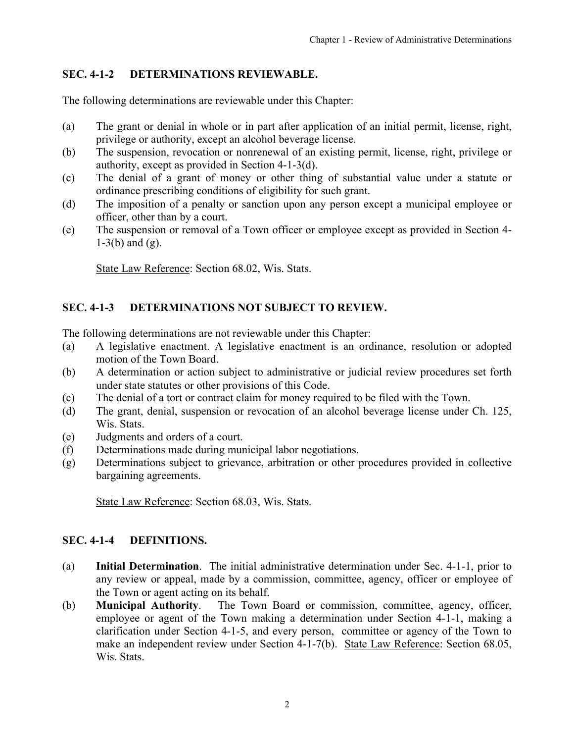## SEC. 4-1-2 DETERMINATIONS REVIEWABLE.

The following determinations are reviewable under this Chapter:

(a) The grant or denial in whole or in part after application of an initial permit, license, right, privilege or authority, except an alcohol beverage license.

(b) The suspension, revocation or nonrenewal of an existing permit, license, right, privilege or authority, except as provided in Section 4-1-3(d).

(c) The denial of a grant of money or other thing of substantial value under a statute or ordinance prescribing conditions of eligibility for such grant.

(d) The imposition of a penalty or sanction upon any person except a municipal employee or officer, other than by a court.

(e) The suspension or removal of a Town officer or employee except as provided in Section 4-1-3(b) and (g).

State Law Reference: Section 68.02, Wis. Stats.

## SEC. 4-1-3 DETERMINATIONS NOT SUBJECT TO REVIEW.

The following determinations are not reviewable under this Chapter:

(a) A legislative enactment. A legislative enactment is an ordinance, resolution or adopted motion of the Town Board.

(b) A determination or action subject to administrative or judicial review procedures set forth under state statutes or other provisions of this Code.

(c) The denial of a tort or contract claim for money required to be filed with the Town.

(d) The grant, denial, suspension or revocation of an alcohol beverage license under Ch. 125, Wis. Stats.

(e) Judgments and orders of a court.

(f) Determinations made during municipal labor negotiations.

(g) Determinations subject to grievance, arbitration or other procedures provided in collective bargaining agreements.

State Law Reference: Section 68.03, Wis. Stats.

## SEC. 4-1-4 DEFINITIONS.

(a) **Initial Determination**. The initial administrative determination under Sec. 4-1-1, prior to any review or appeal, made by a commission, committee, agency, officer or employee of the Town or agent acting on its behalf.

(b) **Municipal Authority**. The Town Board or commission, committee, agency, officer, employee or agent of the Town making a determination under Section 4-1-1, making a clarification under Section 4-1-5, and every person, committee or agency of the Town to make an independent review under Section 4-1-7(b). State Law Reference: Section 68.05, Wis. Stats.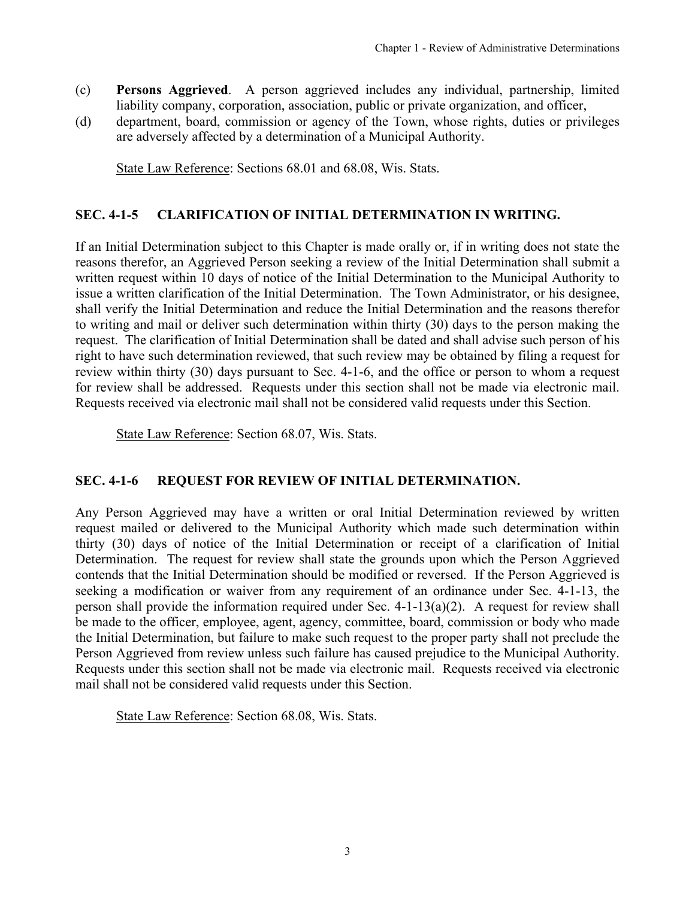(c) **Persons Aggrieved**. A person aggrieved includes any individual, partnership, limited liability company, corporation, association, public or private organization, and officer,

(d) department, board, commission or agency of the Town, whose rights, duties or privileges are adversely affected by a determination of a Municipal Authority.

State Law Reference: Sections 68.01 and 68.08, Wis. Stats.

## SEC. 4-1-5 CLARIFICATION OF INITIAL DETERMINATION IN WRITING.

If an Initial Determination subject to this Chapter is made orally or, if in writing does not state the reasons therefor, an Aggrieved Person seeking a review of the Initial Determination shall submit a written request within 10 days of notice of the Initial Determination to the Municipal Authority to issue a written clarification of the Initial Determination. The Town Administrator, or his designee, shall verify the Initial Determination and reduce the Initial Determination and the reasons therefor to writing and mail or deliver such determination within thirty (30) days to the person making the request. The clarification of Initial Determination shall be dated and shall advise such person of his right to have such determination reviewed, that such review may be obtained by filing a request for review within thirty (30) days pursuant to Sec. 4-1-6, and the office or person to whom a request for review shall be addressed. Requests under this section shall not be made via electronic mail. Requests received via electronic mail shall not be considered valid requests under this Section.

State Law Reference: Section 68.07, Wis. Stats.

## SEC. 4-1-6 REQUEST FOR REVIEW OF INITIAL DETERMINATION.

Any Person Aggrieved may have a written or oral Initial Determination reviewed by written request mailed or delivered to the Municipal Authority which made such determination within thirty (30) days of notice of the Initial Determination or receipt of a clarification of Initial Determination. The request for review shall state the grounds upon which the Person Aggrieved contends that the Initial Determination should be modified or reversed. If the Person Aggrieved is seeking a modification or waiver from any requirement of an ordinance under Sec. 4-1-13, the person shall provide the information required under Sec. 4-1-13(a)(2). A request for review shall be made to the officer, employee, agent, agency, committee, board, commission or body who made the Initial Determination, but failure to make such request to the proper party shall not preclude the Person Aggrieved from review unless such failure has caused prejudice to the Municipal Authority. Requests under this section shall not be made via electronic mail. Requests received via electronic mail shall not be considered valid requests under this Section.

State Law Reference: Section 68.08, Wis. Stats.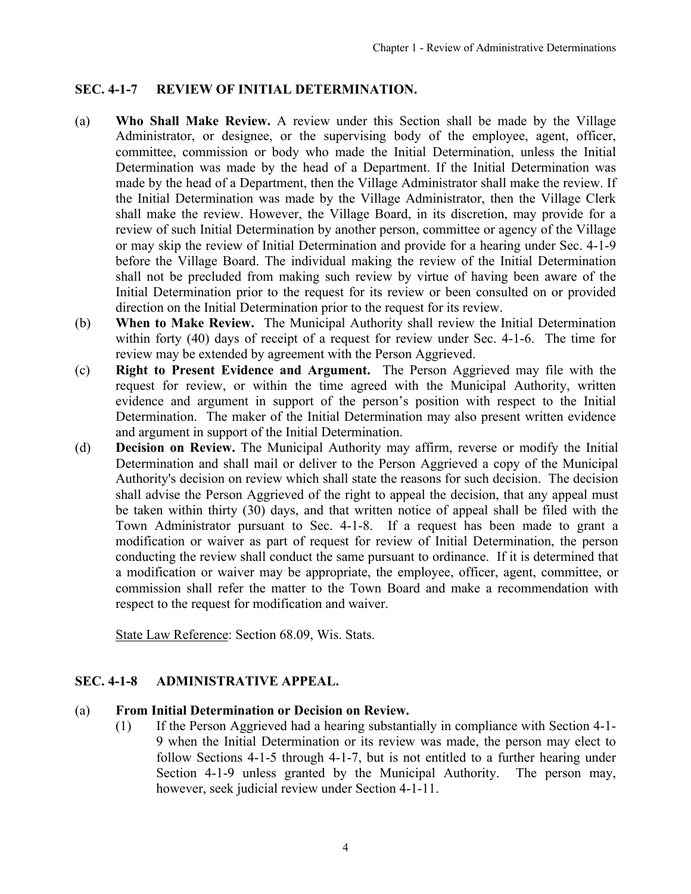## SEC. 4-1-7 REVIEW OF INITIAL DETERMINATION.

(a) **Who Shall Make Review.** A review under this Section shall be made by the Village Administrator, or designee, or the supervising body of the employee, agent, officer, committee, commission or body who made the Initial Determination, unless the Initial Determination was made by the head of a Department. If the Initial Determination was made by the head of a Department, then the Village Administrator shall make the review. If the Initial Determination was made by the Village Administrator, then the Village Clerk shall make the review. However, the Village Board, in its discretion, may provide for a review of such Initial Determination by another person, committee or agency of the Village or may skip the review of Initial Determination and provide for a hearing under Sec. 4-1-9 before the Village Board. The individual making the review of the Initial Determination shall not be precluded from making such review by virtue of having been aware of the Initial Determination prior to the request for its review or been consulted on or provided direction on the Initial Determination prior to the request for its review.

(b) **When to Make Review.** The Municipal Authority shall review the Initial Determination within forty (40) days of receipt of a request for review under Sec. 4-1-6. The time for review may be extended by agreement with the Person Aggrieved.

(c) **Right to Present Evidence and Argument.** The Person Aggrieved may file with the request for review, or within the time agreed with the Municipal Authority, written evidence and argument in support of the person's position with respect to the Initial Determination. The maker of the Initial Determination may also present written evidence and argument in support of the Initial Determination.

(d) **Decision on Review.** The Municipal Authority may affirm, reverse or modify the Initial Determination and shall mail or deliver to the Person Aggrieved a copy of the Municipal Authority's decision on review which shall state the reasons for such decision. The decision shall advise the Person Aggrieved of the right to appeal the decision, that any appeal must be taken within thirty (30) days, and that written notice of appeal shall be filed with the Town Administrator pursuant to Sec. 4-1-8. If a request has been made to grant a modification or waiver as part of request for review of Initial Determination, the person conducting the review shall conduct the same pursuant to ordinance. If it is determined that a modification or waiver may be appropriate, the employee, officer, agent, committee, or commission shall refer the matter to the Town Board and make a recommendation with respect to the request for modification and waiver.

State Law Reference: Section 68.09, Wis. Stats.

## SEC. 4-1-8 ADMINISTRATIVE APPEAL.

(a) **From Initial Determination or Decision on Review.**

(1) If the Person Aggrieved had a hearing substantially in compliance with Section 4-1-9 when the Initial Determination or its review was made, the person may elect to follow Sections 4-1-5 through 4-1-7, but is not entitled to a further hearing under Section 4-1-9 unless granted by the Municipal Authority. The person may, however, seek judicial review under Section 4-1-11.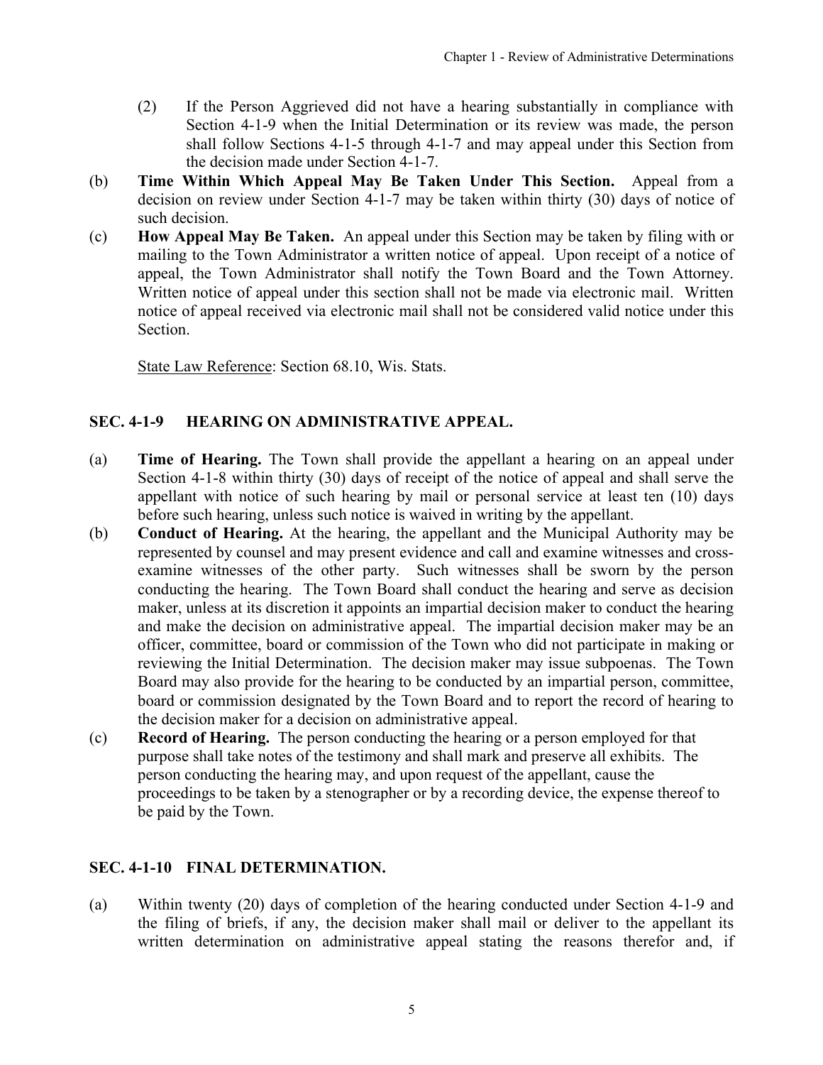(2) If the Person Aggrieved did not have a hearing substantially in compliance with Section 4-1-9 when the Initial Determination or its review was made, the person shall follow Sections 4-1-5 through 4-1-7 and may appeal under this Section from the decision made under Section 4-1-7.

(b) **Time Within Which Appeal May Be Taken Under This Section.** Appeal from a decision on review under Section 4-1-7 may be taken within thirty (30) days of notice of such decision.

(c) **How Appeal May Be Taken.** An appeal under this Section may be taken by filing with or mailing to the Town Administrator a written notice of appeal. Upon receipt of a notice of appeal, the Town Administrator shall notify the Town Board and the Town Attorney. Written notice of appeal under this section shall not be made via electronic mail. Written notice of appeal received via electronic mail shall not be considered valid notice under this Section.

<u>State Law Reference</u>: Section 68.10, Wis. Stats.

## SEC. 4-1-9 HEARING ON ADMINISTRATIVE APPEAL.

(a) **Time of Hearing.** The Town shall provide the appellant a hearing on an appeal under Section 4-1-8 within thirty (30) days of receipt of the notice of appeal and shall serve the appellant with notice of such hearing by mail or personal service at least ten (10) days before such hearing, unless such notice is waived in writing by the appellant.

(b) **Conduct of Hearing.** At the hearing, the appellant and the Municipal Authority may be represented by counsel and may present evidence and call and examine witnesses and cross-examine witnesses of the other party. Such witnesses shall be sworn by the person conducting the hearing. The Town Board shall conduct the hearing and serve as decision maker, unless at its discretion it appoints an impartial decision maker to conduct the hearing and make the decision on administrative appeal. The impartial decision maker may be an officer, committee, board or commission of the Town who did not participate in making or reviewing the Initial Determination. The decision maker may issue subpoenas. The Town Board may also provide for the hearing to be conducted by an impartial person, committee, board or commission designated by the Town Board and to report the record of hearing to the decision maker for a decision on administrative appeal.

(c) **Record of Hearing.** The person conducting the hearing or a person employed for that purpose shall take notes of the testimony and shall mark and preserve all exhibits. The person conducting the hearing may, and upon request of the appellant, cause the proceedings to be taken by a stenographer or by a recording device, the expense thereof to be paid by the Town.

## SEC. 4-1-10 FINAL DETERMINATION.

(a) Within twenty (20) days of completion of the hearing conducted under Section 4-1-9 and the filing of briefs, if any, the decision maker shall mail or deliver to the appellant its written determination on administrative appeal stating the reasons therefor and, if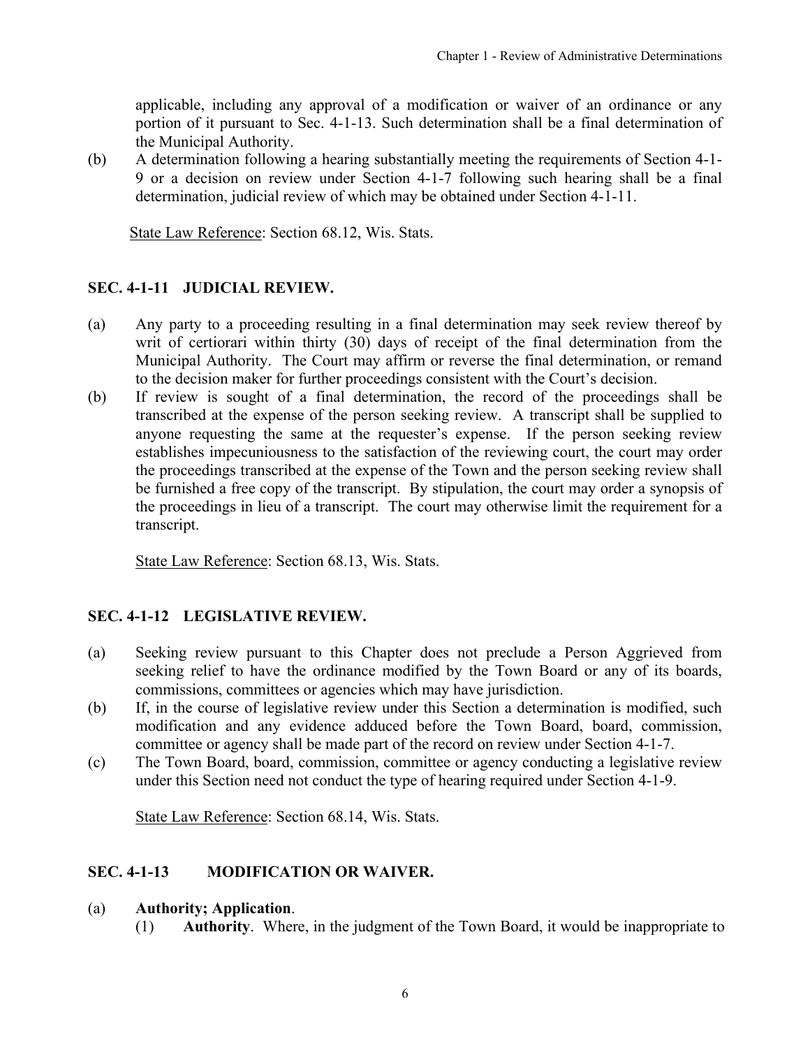applicable, including any approval of a modification or waiver of an ordinance or any portion of it pursuant to Sec. 4-1-13. Such determination shall be a final determination of the Municipal Authority.

(b) A determination following a hearing substantially meeting the requirements of Section 4-1-9 or a decision on review under Section 4-1-7 following such hearing shall be a final determination, judicial review of which may be obtained under Section 4-1-11.

State Law Reference: Section 68.12, Wis. Stats.

## SEC. 4-1-11 JUDICIAL REVIEW.

(a) Any party to a proceeding resulting in a final determination may seek review thereof by writ of certiorari within thirty (30) days of receipt of the final determination from the Municipal Authority. The Court may affirm or reverse the final determination, or remand to the decision maker for further proceedings consistent with the Court's decision.

(b) If review is sought of a final determination, the record of the proceedings shall be transcribed at the expense of the person seeking review. A transcript shall be supplied to anyone requesting the same at the requester's expense. If the person seeking review establishes impecuniousness to the satisfaction of the reviewing court, the court may order the proceedings transcribed at the expense of the Town and the person seeking review shall be furnished a free copy of the transcript. By stipulation, the court may order a synopsis of the proceedings in lieu of a transcript. The court may otherwise limit the requirement for a transcript.

State Law Reference: Section 68.13, Wis. Stats.

## SEC. 4-1-12 LEGISLATIVE REVIEW.

(a) Seeking review pursuant to this Chapter does not preclude a Person Aggrieved from seeking relief to have the ordinance modified by the Town Board or any of its boards, commissions, committees or agencies which may have jurisdiction.

(b) If, in the course of legislative review under this Section a determination is modified, such modification and any evidence adduced before the Town Board, board, commission, committee or agency shall be made part of the record on review under Section 4-1-7.

(c) The Town Board, board, commission, committee or agency conducting a legislative review under this Section need not conduct the type of hearing required under Section 4-1-9.

State Law Reference: Section 68.14, Wis. Stats.

## SEC. 4-1-13 MODIFICATION OR WAIVER.

(a) **Authority; Application**.

(1) **Authority**. Where, in the judgment of the Town Board, it would be inappropriate to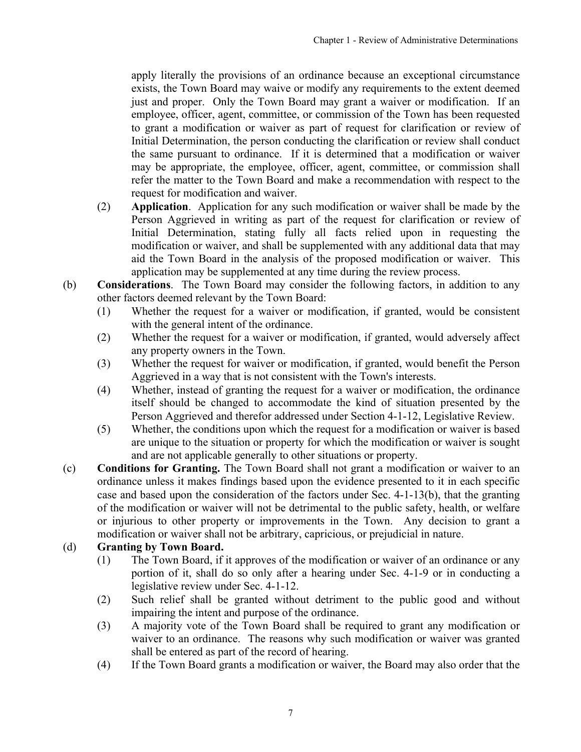apply literally the provisions of an ordinance because an exceptional circumstance exists, the Town Board may waive or modify any requirements to the extent deemed just and proper. Only the Town Board may grant a waiver or modification. If an employee, officer, agent, committee, or commission of the Town has been requested to grant a modification or waiver as part of request for clarification or review of Initial Determination, the person conducting the clarification or review shall conduct the same pursuant to ordinance. If it is determined that a modification or waiver may be appropriate, the employee, officer, agent, committee, or commission shall refer the matter to the Town Board and make a recommendation with respect to the request for modification and waiver.

(2) **Application**. Application for any such modification or waiver shall be made by the Person Aggrieved in writing as part of the request for clarification or review of Initial Determination, stating fully all facts relied upon in requesting the modification or waiver, and shall be supplemented with any additional data that may aid the Town Board in the analysis of the proposed modification or waiver. This application may be supplemented at any time during the review process.

(b) **Considerations**. The Town Board may consider the following factors, in addition to any other factors deemed relevant by the Town Board:

(1) Whether the request for a waiver or modification, if granted, would be consistent with the general intent of the ordinance.

(2) Whether the request for a waiver or modification, if granted, would adversely affect any property owners in the Town.

(3) Whether the request for waiver or modification, if granted, would benefit the Person Aggrieved in a way that is not consistent with the Town's interests.

(4) Whether, instead of granting the request for a waiver or modification, the ordinance itself should be changed to accommodate the kind of situation presented by the Person Aggrieved and therefor addressed under Section 4-1-12, Legislative Review.

(5) Whether, the conditions upon which the request for a modification or waiver is based are unique to the situation or property for which the modification or waiver is sought and are not applicable generally to other situations or property.

(c) **Conditions for Granting.** The Town Board shall not grant a modification or waiver to an ordinance unless it makes findings based upon the evidence presented to it in each specific case and based upon the consideration of the factors under Sec. 4-1-13(b), that the granting of the modification or waiver will not be detrimental to the public safety, health, or welfare or injurious to other property or improvements in the Town. Any decision to grant a modification or waiver shall not be arbitrary, capricious, or prejudicial in nature.

(d) **Granting by Town Board.**

(1) The Town Board, if it approves of the modification or waiver of an ordinance or any portion of it, shall do so only after a hearing under Sec. 4-1-9 or in conducting a legislative review under Sec. 4-1-12.

(2) Such relief shall be granted without detriment to the public good and without impairing the intent and purpose of the ordinance.

(3) A majority vote of the Town Board shall be required to grant any modification or waiver to an ordinance. The reasons why such modification or waiver was granted shall be entered as part of the record of hearing.

(4) If the Town Board grants a modification or waiver, the Board may also order that the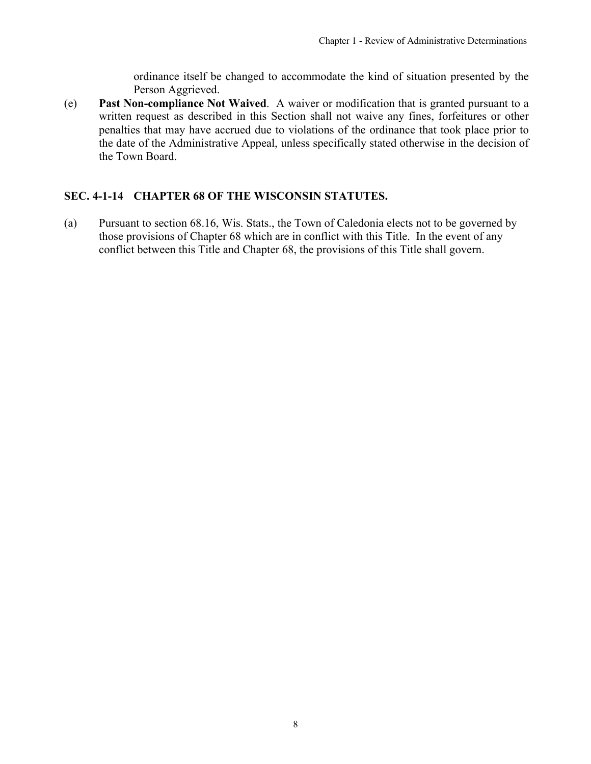ordinance itself be changed to accommodate the kind of situation presented by the Person Aggrieved.

(e) **Past Non-compliance Not Waived**. A waiver or modification that is granted pursuant to a written request as described in this Section shall not waive any fines, forfeitures or other penalties that may have accrued due to violations of the ordinance that took place prior to the date of the Administrative Appeal, unless specifically stated otherwise in the decision of the Town Board.

## SEC. 4-1-14 CHAPTER 68 OF THE WISCONSIN STATUTES.

(a) Pursuant to section 68.16, Wis. Stats., the Town of Caledonia elects not to be governed by those provisions of Chapter 68 which are in conflict with this Title. In the event of any conflict between this Title and Chapter 68, the provisions of this Title shall govern.